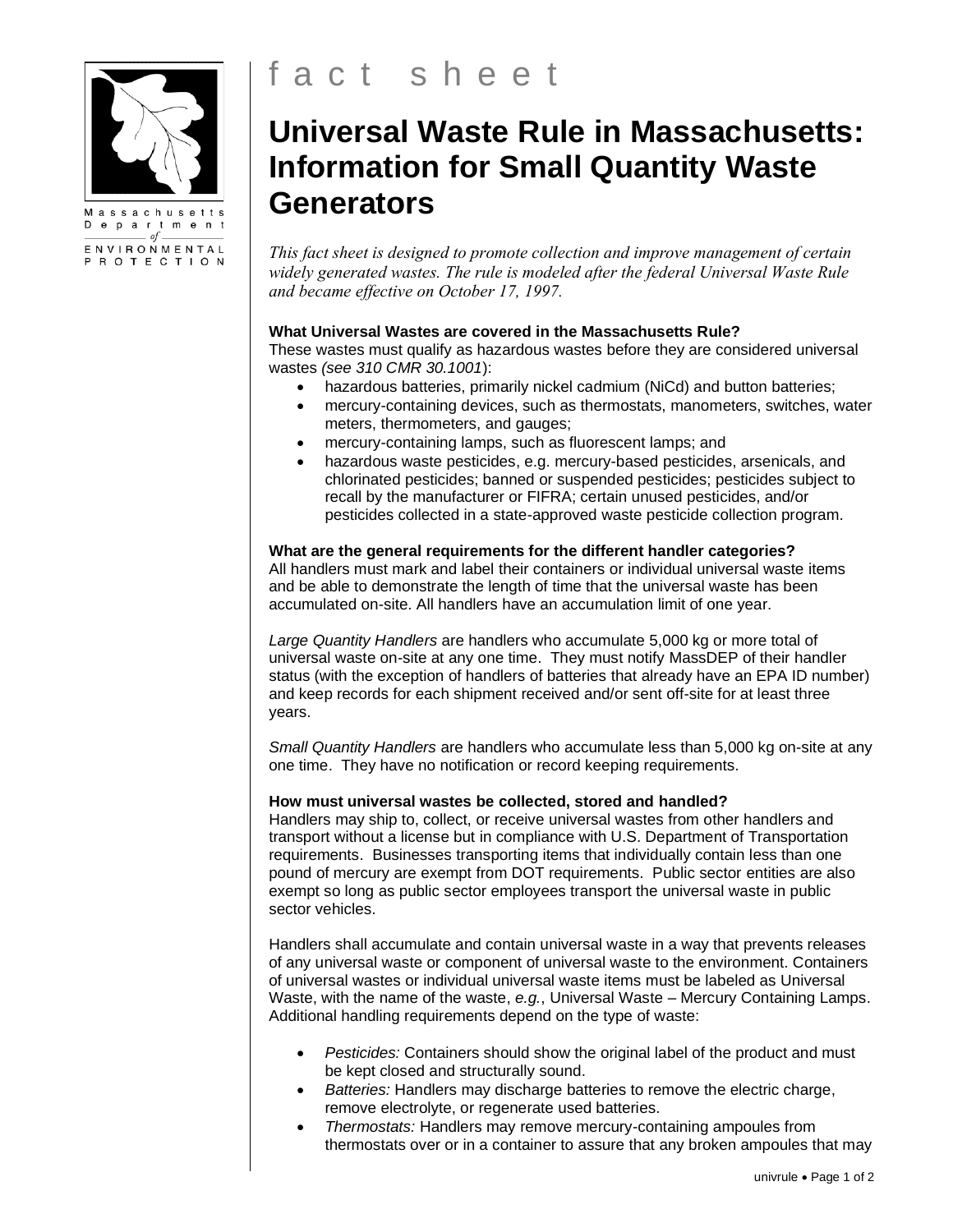Massachusetts Department of Environmental Protection

fact sheet

# Universal Waste Rule in Massachusetts: Information for Small Quantity Waste Generators

*This fact sheet is designed to promote collection and improve management of certain widely generated wastes. The rule is modeled after the federal Universal Waste Rule and became effective on October 17, 1997.*

**What Universal Wastes are covered in the Massachusetts Rule?**

These wastes must qualify as hazardous wastes before they are considered universal wastes *(see 310 CMR 30.1001)*:

- hazardous batteries, primarily nickel cadmium (NiCd) and button batteries;
- mercury-containing devices, such as thermostats, manometers, switches, water meters, thermometers, and gauges;
- mercury-containing lamps, such as fluorescent lamps; and
- hazardous waste pesticides, e.g. mercury-based pesticides, arsenicals, and chlorinated pesticides; banned or suspended pesticides; pesticides subject to recall by the manufacturer or FIFRA; certain unused pesticides, and/or pesticides collected in a state-approved waste pesticide collection program.

**What are the general requirements for the different handler categories?**

All handlers must mark and label their containers or individual universal waste items and be able to demonstrate the length of time that the universal waste has been accumulated on-site. All handlers have an accumulation limit of one year.

*Large Quantity Handlers* are handlers who accumulate 5,000 kg or more total of universal waste on-site at any one time. They must notify MassDEP of their handler status (with the exception of handlers of batteries that already have an EPA ID number) and keep records for each shipment received and/or sent off-site for at least three years.

*Small Quantity Handlers* are handlers who accumulate less than 5,000 kg on-site at any one time. They have no notification or record keeping requirements.

**How must universal wastes be collected, stored and handled?**

Handlers may ship to, collect, or receive universal wastes from other handlers and transport without a license but in compliance with U.S. Department of Transportation requirements. Businesses transporting items that individually contain less than one pound of mercury are exempt from DOT requirements. Public sector entities are also exempt so long as public sector employees transport the universal waste in public sector vehicles.

Handlers shall accumulate and contain universal waste in a way that prevents releases of any universal waste or component of universal waste to the environment. Containers of universal wastes or individual universal waste items must be labeled as Universal Waste, with the name of the waste, *e.g.*, Universal Waste – Mercury Containing Lamps. Additional handling requirements depend on the type of waste:

- *Pesticides:* Containers should show the original label of the product and must be kept closed and structurally sound.
- *Batteries:* Handlers may discharge batteries to remove the electric charge, remove electrolyte, or regenerate used batteries.
- *Thermostats:* Handlers may remove mercury-containing ampoules from thermostats over or in a container to assure that any broken ampoules that may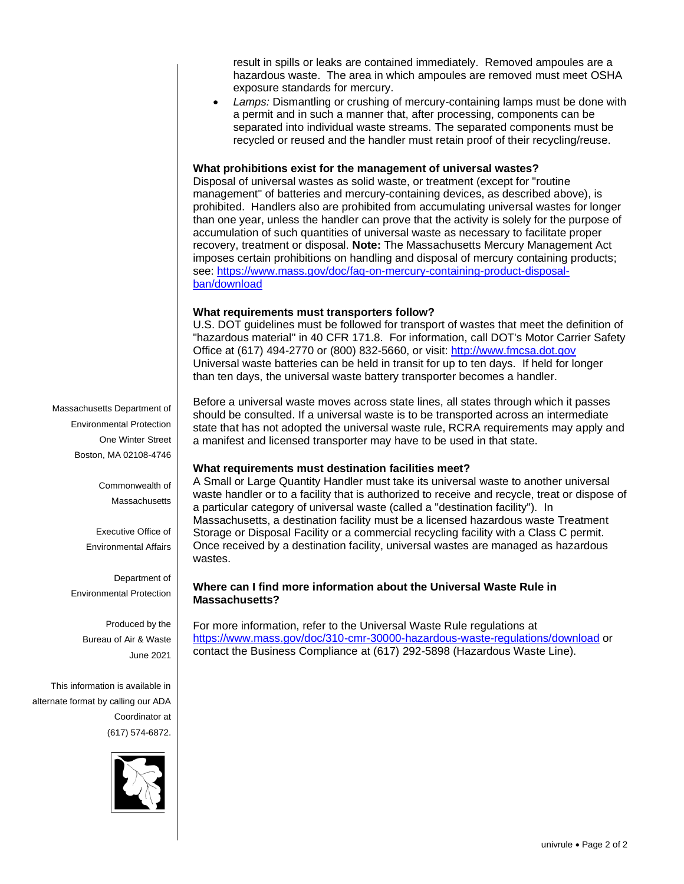result in spills or leaks are contained immediately. Removed ampoules are a hazardous waste. The area in which ampoules are removed must meet OSHA exposure standards for mercury.

- *Lamps:* Dismantling or crushing of mercury-containing lamps must be done with a permit and in such a manner that, after processing, components can be separated into individual waste streams. The separated components must be recycled or reused and the handler must retain proof of their recycling/reuse.

**What prohibitions exist for the management of universal wastes?**

Disposal of universal wastes as solid waste, or treatment (except for "routine management" of batteries and mercury-containing devices, as described above), is prohibited. Handlers also are prohibited from accumulating universal wastes for longer than one year, unless the handler can prove that the activity is solely for the purpose of accumulation of such quantities of universal waste as necessary to facilitate proper recovery, treatment or disposal. **Note:** The Massachusetts Mercury Management Act imposes certain prohibitions on handling and disposal of mercury containing products; see: https://www.mass.gov/doc/faq-on-mercury-containing-product-disposal-ban/download

**What requirements must transporters follow?**

U.S. DOT guidelines must be followed for transport of wastes that meet the definition of "hazardous material" in 40 CFR 171.8. For information, call DOT's Motor Carrier Safety Office at (617) 494-2770 or (800) 832-5660, or visit: http://www.fmcsa.dot.gov Universal waste batteries can be held in transit for up to ten days. If held for longer than ten days, the universal waste battery transporter becomes a handler.

Before a universal waste moves across state lines, all states through which it passes should be consulted. If a universal waste is to be transported across an intermediate state that has not adopted the universal waste rule, RCRA requirements may apply and a manifest and licensed transporter may have to be used in that state.

**What requirements must destination facilities meet?**

A Small or Large Quantity Handler must take its universal waste to another universal waste handler or to a facility that is authorized to receive and recycle, treat or dispose of a particular category of universal waste (called a "destination facility"). In Massachusetts, a destination facility must be a licensed hazardous waste Treatment Storage or Disposal Facility or a commercial recycling facility with a Class C permit. Once received by a destination facility, universal wastes are managed as hazardous wastes.

**Where can I find more information about the Universal Waste Rule in Massachusetts?**

For more information, refer to the Universal Waste Rule regulations at https://www.mass.gov/doc/310-cmr-30000-hazardous-waste-regulations/download or contact the Business Compliance at (617) 292-5898 (Hazardous Waste Line).

Massachusetts Department of Environmental Protection
One Winter Street
Boston, MA 02108-4746

Commonwealth of Massachusetts

Executive Office of Environmental Affairs

Department of Environmental Protection

Produced by the Bureau of Air & Waste
June 2021

This information is available in alternate format by calling our ADA Coordinator at (617) 574-6872.